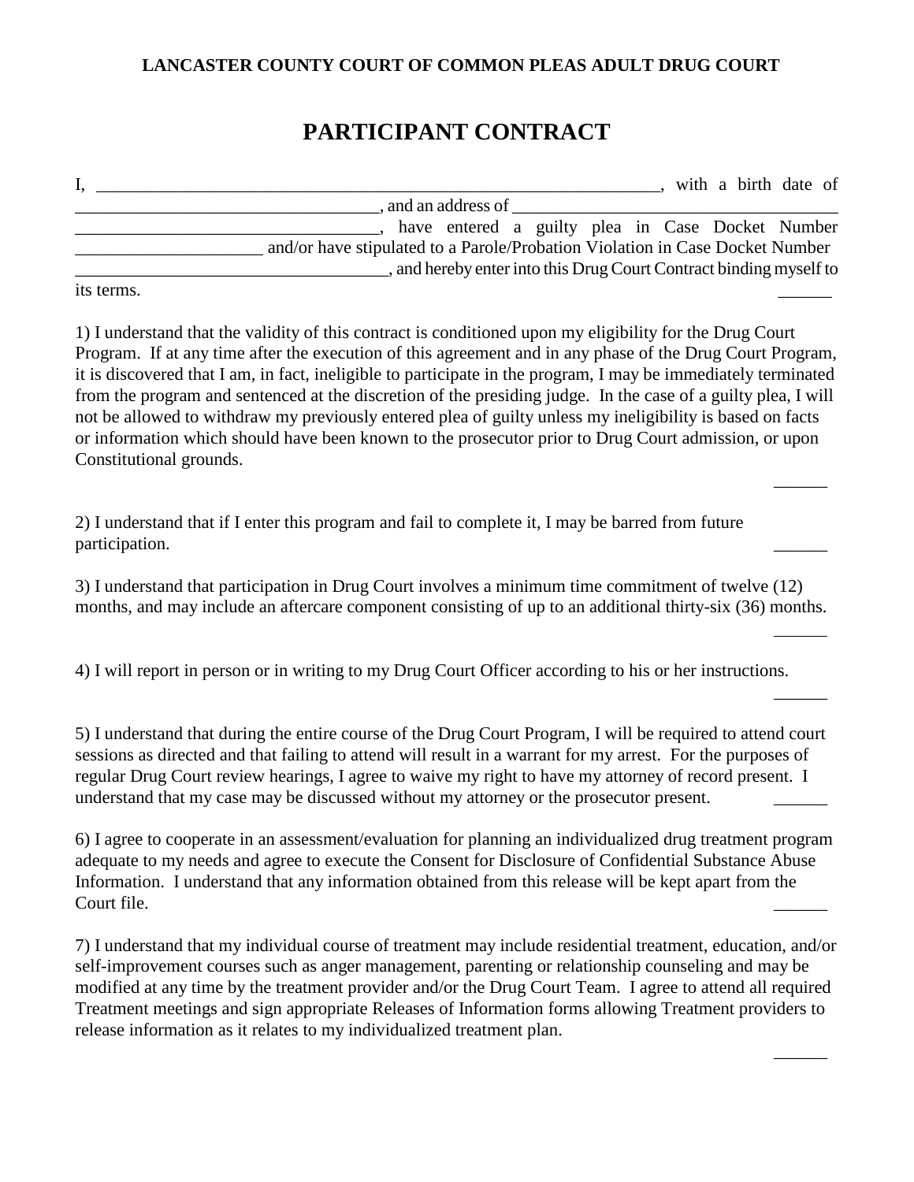**LANCASTER COUNTY COURT OF COMMON PLEAS ADULT DRUG COURT**

# PARTICIPANT CONTRACT

I, _______________________________________________________________, with a birth date of __________________________________, and an address of _____________________________________ __________________________________, have entered a guilty plea in Case Docket Number _____________________ and/or have stipulated to a Parole/Probation Violation in Case Docket Number ___________________________________, and hereby enter into this Drug Court Contract binding myself to its terms. ______

1) I understand that the validity of this contract is conditioned upon my eligibility for the Drug Court Program. If at any time after the execution of this agreement and in any phase of the Drug Court Program, it is discovered that I am, in fact, ineligible to participate in the program, I may be immediately terminated from the program and sentenced at the discretion of the presiding judge. In the case of a guilty plea, I will not be allowed to withdraw my previously entered plea of guilty unless my ineligibility is based on facts or information which should have been known to the prosecutor prior to Drug Court admission, or upon Constitutional grounds. ______

2) I understand that if I enter this program and fail to complete it, I may be barred from future participation. ______

3) I understand that participation in Drug Court involves a minimum time commitment of twelve (12) months, and may include an aftercare component consisting of up to an additional thirty-six (36) months. ______

4) I will report in person or in writing to my Drug Court Officer according to his or her instructions. ______

5) I understand that during the entire course of the Drug Court Program, I will be required to attend court sessions as directed and that failing to attend will result in a warrant for my arrest. For the purposes of regular Drug Court review hearings, I agree to waive my right to have my attorney of record present. I understand that my case may be discussed without my attorney or the prosecutor present. ______

6) I agree to cooperate in an assessment/evaluation for planning an individualized drug treatment program adequate to my needs and agree to execute the Consent for Disclosure of Confidential Substance Abuse Information. I understand that any information obtained from this release will be kept apart from the Court file. ______

7) I understand that my individual course of treatment may include residential treatment, education, and/or self-improvement courses such as anger management, parenting or relationship counseling and may be modified at any time by the treatment provider and/or the Drug Court Team. I agree to attend all required Treatment meetings and sign appropriate Releases of Information forms allowing Treatment providers to release information as it relates to my individualized treatment plan. ______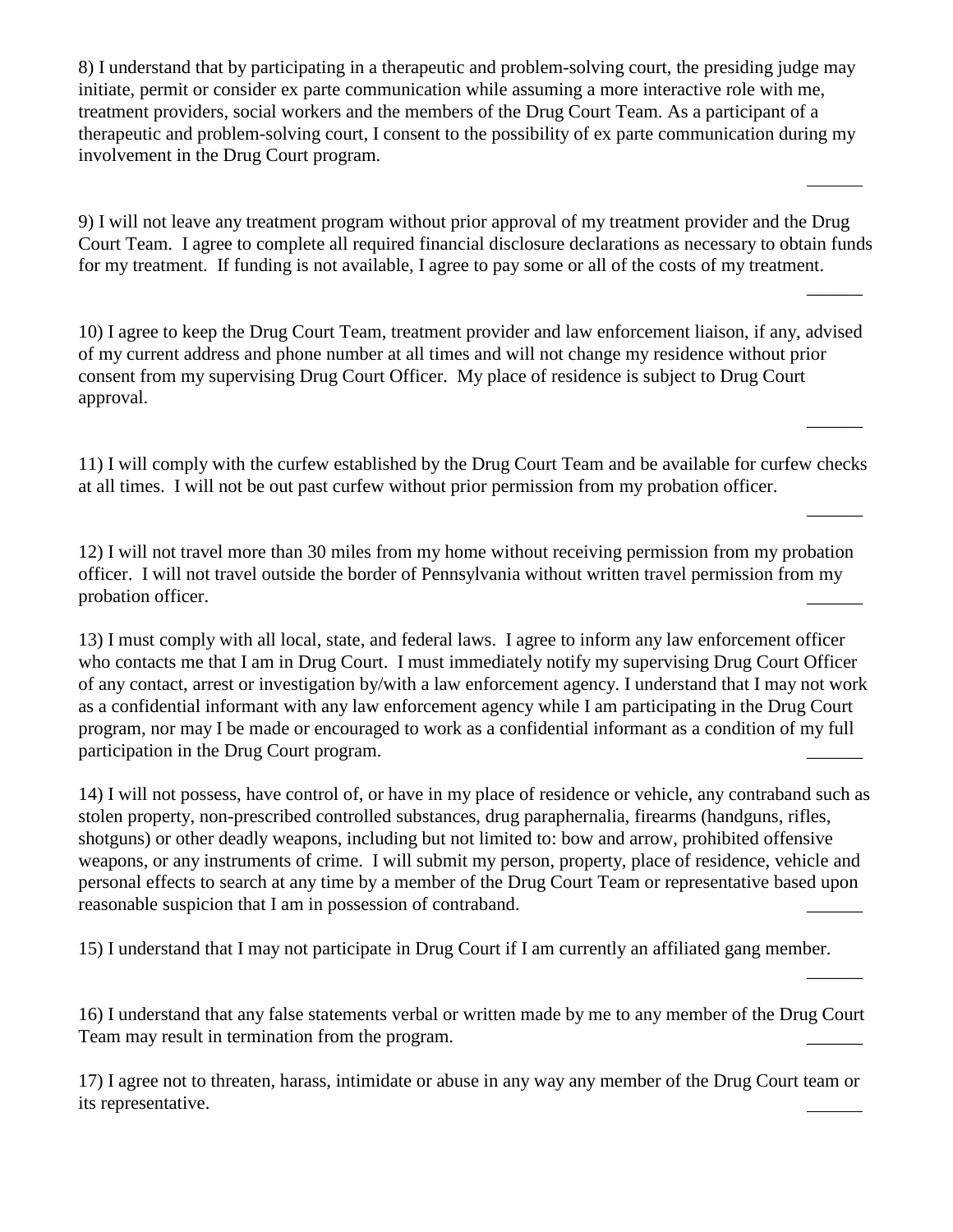8) I understand that by participating in a therapeutic and problem-solving court, the presiding judge may initiate, permit or consider ex parte communication while assuming a more interactive role with me, treatment providers, social workers and the members of the Drug Court Team. As a participant of a therapeutic and problem-solving court, I consent to the possibility of ex parte communication during my involvement in the Drug Court program. ______

9) I will not leave any treatment program without prior approval of my treatment provider and the Drug Court Team. I agree to complete all required financial disclosure declarations as necessary to obtain funds for my treatment. If funding is not available, I agree to pay some or all of the costs of my treatment. ______

10) I agree to keep the Drug Court Team, treatment provider and law enforcement liaison, if any, advised of my current address and phone number at all times and will not change my residence without prior consent from my supervising Drug Court Officer. My place of residence is subject to Drug Court approval. ______

11) I will comply with the curfew established by the Drug Court Team and be available for curfew checks at all times. I will not be out past curfew without prior permission from my probation officer. ______

12) I will not travel more than 30 miles from my home without receiving permission from my probation officer. I will not travel outside the border of Pennsylvania without written travel permission from my probation officer. ______

13) I must comply with all local, state, and federal laws. I agree to inform any law enforcement officer who contacts me that I am in Drug Court. I must immediately notify my supervising Drug Court Officer of any contact, arrest or investigation by/with a law enforcement agency. I understand that I may not work as a confidential informant with any law enforcement agency while I am participating in the Drug Court program, nor may I be made or encouraged to work as a confidential informant as a condition of my full participation in the Drug Court program. ______

14) I will not possess, have control of, or have in my place of residence or vehicle, any contraband such as stolen property, non-prescribed controlled substances, drug paraphernalia, firearms (handguns, rifles, shotguns) or other deadly weapons, including but not limited to: bow and arrow, prohibited offensive weapons, or any instruments of crime. I will submit my person, property, place of residence, vehicle and personal effects to search at any time by a member of the Drug Court Team or representative based upon reasonable suspicion that I am in possession of contraband. ______

15) I understand that I may not participate in Drug Court if I am currently an affiliated gang member. ______

16) I understand that any false statements verbal or written made by me to any member of the Drug Court Team may result in termination from the program. ______

17) I agree not to threaten, harass, intimidate or abuse in any way any member of the Drug Court team or its representative. ______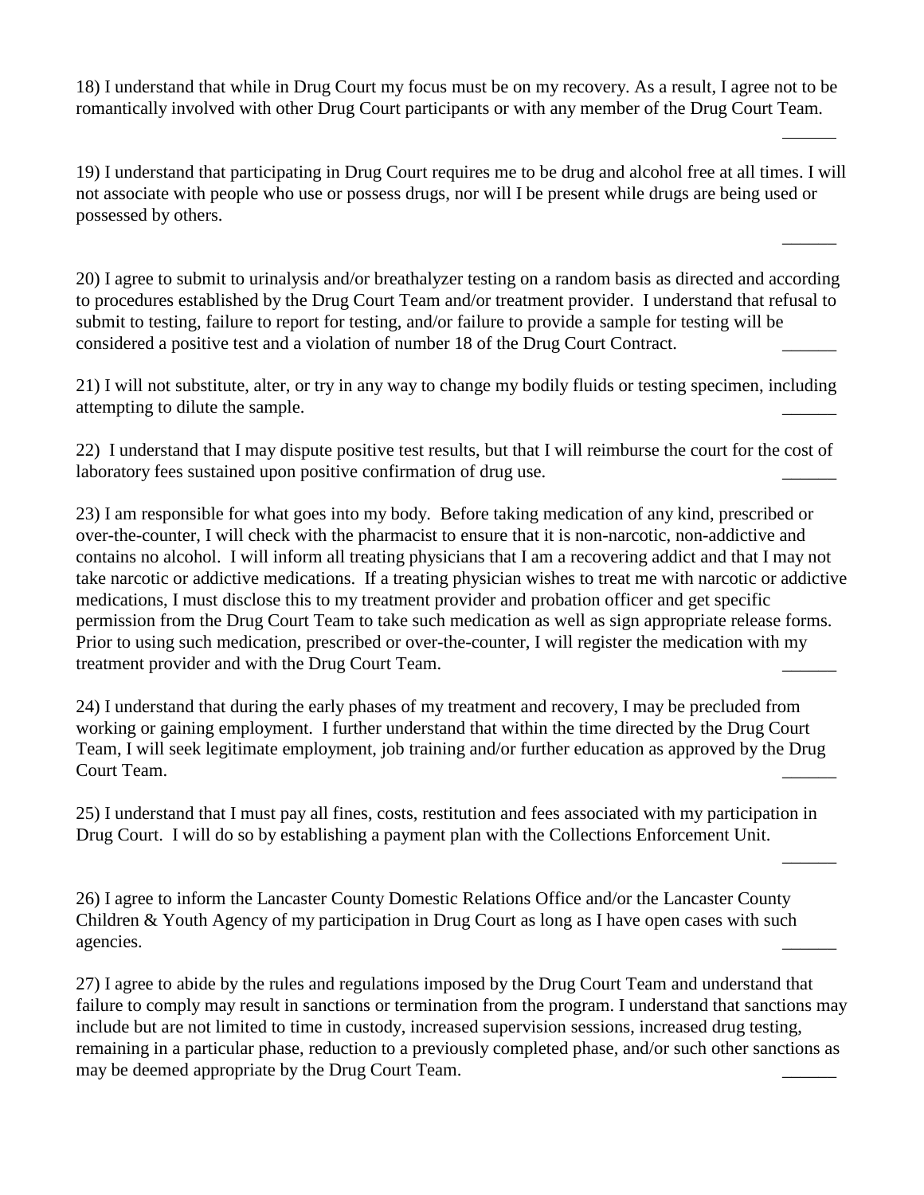18) I understand that while in Drug Court my focus must be on my recovery. As a result, I agree not to be romantically involved with other Drug Court participants or with any member of the Drug Court Team. ______

19) I understand that participating in Drug Court requires me to be drug and alcohol free at all times. I will not associate with people who use or possess drugs, nor will I be present while drugs are being used or possessed by others. ______

20) I agree to submit to urinalysis and/or breathalyzer testing on a random basis as directed and according to procedures established by the Drug Court Team and/or treatment provider. I understand that refusal to submit to testing, failure to report for testing, and/or failure to provide a sample for testing will be considered a positive test and a violation of number 18 of the Drug Court Contract. ______

21) I will not substitute, alter, or try in any way to change my bodily fluids or testing specimen, including attempting to dilute the sample. ______

22) I understand that I may dispute positive test results, but that I will reimburse the court for the cost of laboratory fees sustained upon positive confirmation of drug use. ______

23) I am responsible for what goes into my body. Before taking medication of any kind, prescribed or over-the-counter, I will check with the pharmacist to ensure that it is non-narcotic, non-addictive and contains no alcohol. I will inform all treating physicians that I am a recovering addict and that I may not take narcotic or addictive medications. If a treating physician wishes to treat me with narcotic or addictive medications, I must disclose this to my treatment provider and probation officer and get specific permission from the Drug Court Team to take such medication as well as sign appropriate release forms. Prior to using such medication, prescribed or over-the-counter, I will register the medication with my treatment provider and with the Drug Court Team. ______

24) I understand that during the early phases of my treatment and recovery, I may be precluded from working or gaining employment. I further understand that within the time directed by the Drug Court Team, I will seek legitimate employment, job training and/or further education as approved by the Drug Court Team. ______

25) I understand that I must pay all fines, costs, restitution and fees associated with my participation in Drug Court. I will do so by establishing a payment plan with the Collections Enforcement Unit. ______

26) I agree to inform the Lancaster County Domestic Relations Office and/or the Lancaster County Children & Youth Agency of my participation in Drug Court as long as I have open cases with such agencies. ______

27) I agree to abide by the rules and regulations imposed by the Drug Court Team and understand that failure to comply may result in sanctions or termination from the program. I understand that sanctions may include but are not limited to time in custody, increased supervision sessions, increased drug testing, remaining in a particular phase, reduction to a previously completed phase, and/or such other sanctions as may be deemed appropriate by the Drug Court Team. ______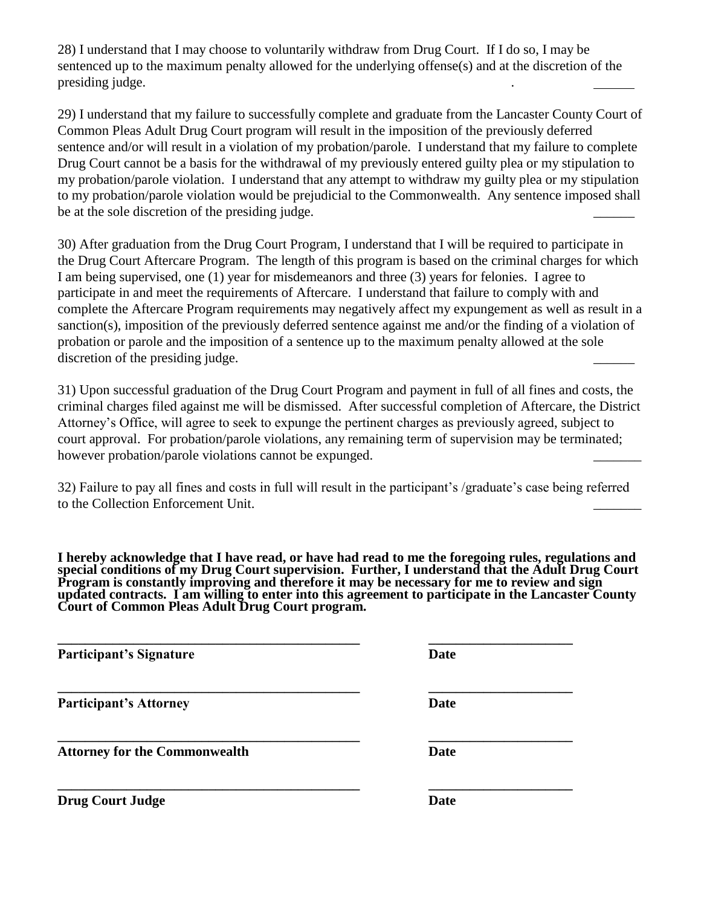28) I understand that I may choose to voluntarily withdraw from Drug Court. If I do so, I may be sentenced up to the maximum penalty allowed for the underlying offense(s) and at the discretion of the presiding judge. . ______

29) I understand that my failure to successfully complete and graduate from the Lancaster County Court of Common Pleas Adult Drug Court program will result in the imposition of the previously deferred sentence and/or will result in a violation of my probation/parole. I understand that my failure to complete Drug Court cannot be a basis for the withdrawal of my previously entered guilty plea or my stipulation to my probation/parole violation. I understand that any attempt to withdraw my guilty plea or my stipulation to my probation/parole violation would be prejudicial to the Commonwealth. Any sentence imposed shall be at the sole discretion of the presiding judge. ______

30) After graduation from the Drug Court Program, I understand that I will be required to participate in the Drug Court Aftercare Program. The length of this program is based on the criminal charges for which I am being supervised, one (1) year for misdemeanors and three (3) years for felonies. I agree to participate in and meet the requirements of Aftercare. I understand that failure to comply with and complete the Aftercare Program requirements may negatively affect my expungement as well as result in a sanction(s), imposition of the previously deferred sentence against me and/or the finding of a violation of probation or parole and the imposition of a sentence up to the maximum penalty allowed at the sole discretion of the presiding judge. ______

31) Upon successful graduation of the Drug Court Program and payment in full of all fines and costs, the criminal charges filed against me will be dismissed. After successful completion of Aftercare, the District Attorney's Office, will agree to seek to expunge the pertinent charges as previously agreed, subject to court approval. For probation/parole violations, any remaining term of supervision may be terminated; however probation/parole violations cannot be expunged. _______

32) Failure to pay all fines and costs in full will result in the participant's /graduate's case being referred to the Collection Enforcement Unit. _______

**I hereby acknowledge that I have read, or have had read to me the foregoing rules, regulations and special conditions of my Drug Court supervision. Further, I understand that the Adult Drug Court Program is constantly improving and therefore it may be necessary for me to review and sign updated contracts. I am willing to enter into this agreement to participate in the Lancaster County Court of Common Pleas Adult Drug Court program.**

______________________________________________ _____________________
**Participant's Signature** **Date**

______________________________________________ _____________________
**Participant's Attorney** **Date**

______________________________________________ _____________________
**Attorney for the Commonwealth** **Date**

______________________________________________ _____________________
**Drug Court Judge** **Date**